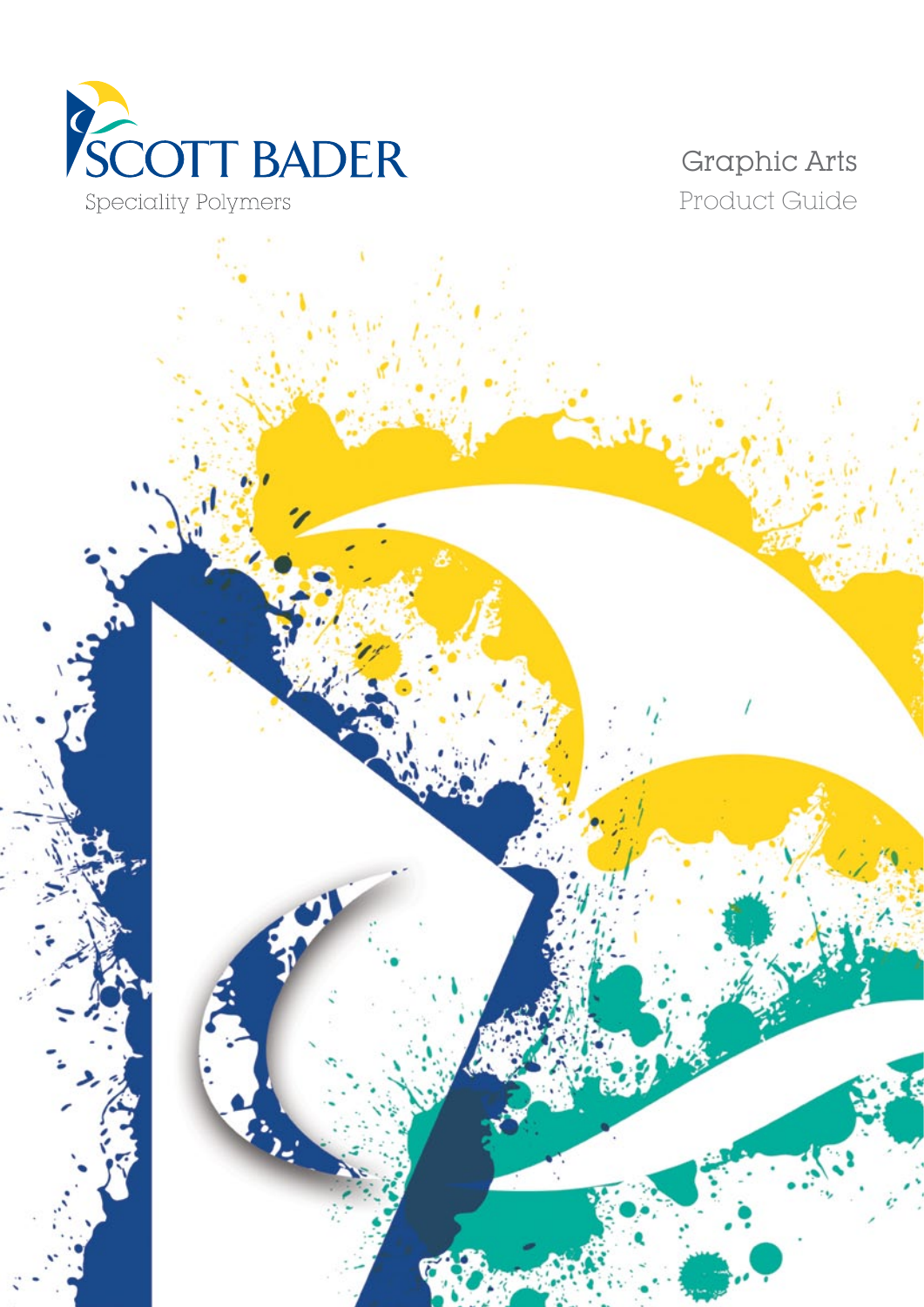SCOTT BADER

Speciality Polymers

# Graphic Arts

## Product Guide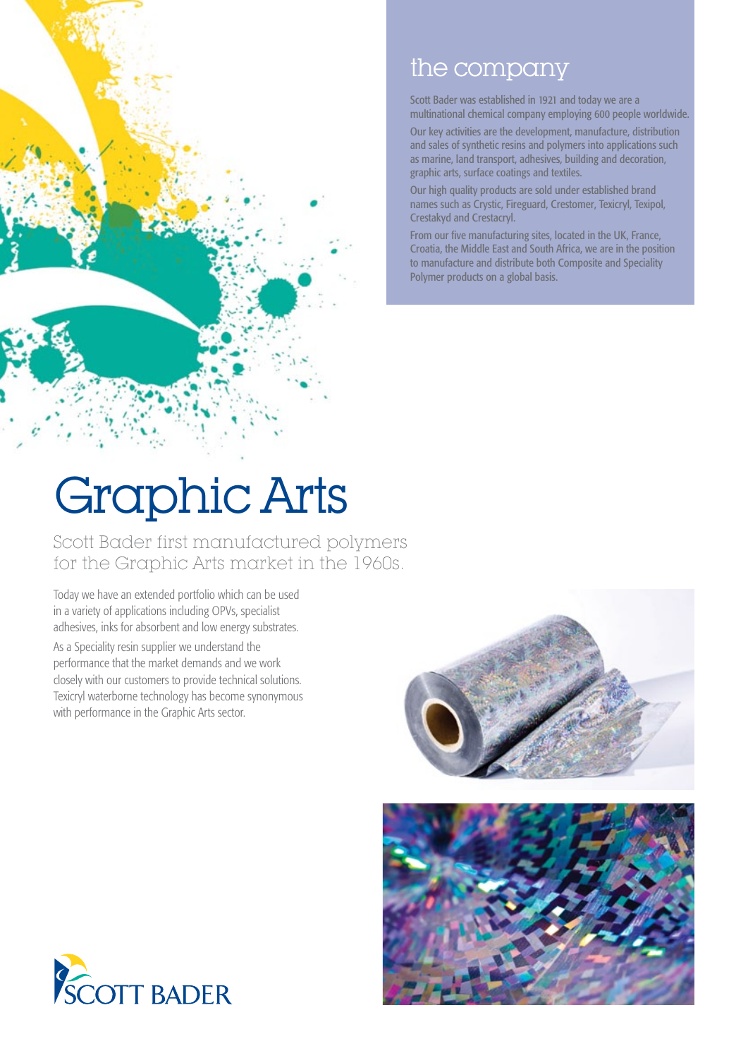## the company

Scott Bader was established in 1921 and today we are a multinational chemical company employing 600 people worldwide.

Our key activities are the development, manufacture, distribution and sales of synthetic resins and polymers into applications such as marine, land transport, adhesives, building and decoration, graphic arts, surface coatings and textiles.

Our high quality products are sold under established brand names such as Crystic, Fireguard, Crestomer, Texicryl, Texipol, Crestakyd and Crestacryl.

From our five manufacturing sites, located in the UK, France, Croatia, the Middle East and South Africa, we are in the position to manufacture and distribute both Composite and Speciality Polymer products on a global basis.

# Graphic Arts

Scott Bader first manufactured polymers for the Graphic Arts market in the 1960s.

Today we have an extended portfolio which can be used in a variety of applications including OPVs, specialist adhesives, inks for absorbent and low energy substrates.

As a Speciality resin supplier we understand the performance that the market demands and we work closely with our customers to provide technical solutions. Texicryl waterborne technology has become synonymous with performance in the Graphic Arts sector.

SCOTT BADER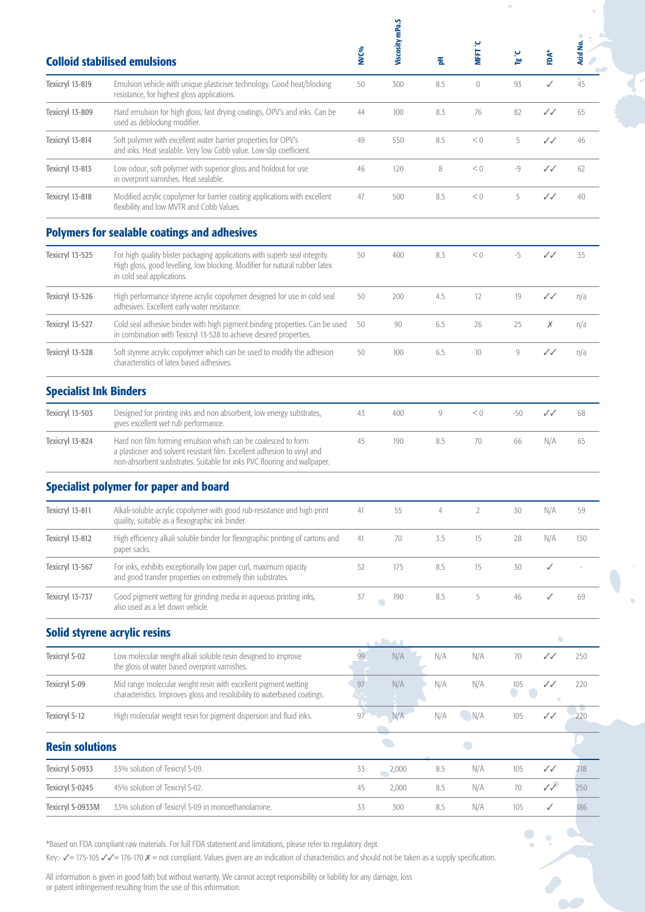## Colloid stabilised emulsions

| | | NVC% | Viscosity mPa.S | pH | MFFT °C | Tg °C | FDA* | Acid No. |
|---|---|---|---|---|---|---|---|---|
| Texicryl 13-819 | Emulsion vehicle with unique plasticiser technology. Good heat/blocking resistance, for highest gloss applications. | 50 | 300 | 8.5 | 0 | 93 | ✓ | 45 |
| Texicryl 13-809 | Hard emulsion for high gloss, fast drying coatings, OPV's and inks. Can be used as deblocking modifier. | 44 | 100 | 8.3 | 76 | 82 | ✓✓ | 65 |
| Texicryl 13-814 | Soft polymer with excellent water barrier properties for OPV's and inks. Heat sealable. Very low Cobb value. Low slip coefficient. | 49 | 550 | 8.5 | < 0 | 5 | ✓✓ | 46 |
| Texicryl 13-813 | Low odour, soft polymer with superior gloss and holdout for use in overprint varnishes. Heat sealable. | 46 | 120 | 8 | < 0 | -9 | ✓✓ | 62 |
| Texicryl 13-818 | Modified acrylic copolymer for barrier coating applications with excellent flexibility and low MVTR and Cobb Values. | 47 | 500 | 8.5 | < 0 | 5 | ✓✓ | 40 |

## Polymers for sealable coatings and adhesives

| | | NVC% | Viscosity mPa.S | pH | MFFT °C | Tg °C | FDA* | Acid No. |
|---|---|---|---|---|---|---|---|---|
| Texicryl 13-525 | For high quality blister packaging applications with superb seal integrity. High gloss, good levelling, low blocking. Modifier for natural rubber latex in cold seal applications. | 50 | 400 | 8.3 | < 0 | -5 | ✓✓ | 35 |
| Texicryl 13-526 | High performance styrene acrylic copolymer designed for use in cold seal adhesives. Excellent early water resistance. | 50 | 200 | 4.5 | 12 | 19 | ✓✓ | n/a |
| Texicryl 13-527 | Cold seal adhesive binder with high pigment binding properties. Can be used in combination with Texicryl 13-528 to achieve desired properties. | 50 | 90 | 6.5 | 26 | 25 | ✗ | n/a |
| Texicryl 13-528 | Soft styrene acrylic copolymer which can be used to modify the adhesion characteristics of latex based adhesives. | 50 | 100 | 6.5 | 10 | 9 | ✓✓ | n/a |

## Specialist Ink Binders

| | | NVC% | Viscosity mPa.S | pH | MFFT °C | Tg °C | FDA* | Acid No. |
|---|---|---|---|---|---|---|---|---|
| Texicryl 13-503 | Designed for printing inks and non absorbent, low energy substrates, gives excellent wet rub performance. | 43 | 400 | 9 | < 0 | -50 | ✓✓ | 68 |
| Texicryl 13-824 | Hard non film forming emulsion which can be coalesced to form a plasticiser and solvent resistant film. Excellent adhesion to vinyl and non-absorbent susbstrates. Suitable for inks PVC flooring and wallpaper. | 45 | 190 | 8.5 | 70 | 66 | N/A | 65 |

## Specialist polymer for paper and board

| | | NVC% | Viscosity mPa.S | pH | MFFT °C | Tg °C | FDA* | Acid No. |
|---|---|---|---|---|---|---|---|---|
| Texicryl 13-811 | Alkali-soluble acrylic copolymer with good rub-resistance and high print quality, suitable as a flexographic ink binder. | 41 | 55 | 4 | 2 | 30 | N/A | 59 |
| Texicryl 13-812 | High efficiency alkali soluble binder for flexographic printing of cartons and paper sacks. | 41 | 70 | 3.5 | 15 | 28 | N/A | 130 |
| Texicryl 13-567 | For inks, exhibits exceptionally low paper curl, maximum opacity and good transfer properties on extremely thin substrates. | 52 | 175 | 8.5 | 15 | 30 | ✓ | - |
| Texicryl 13-737 | Good pigment wetting for grinding media in aqueous printing inks, also used as a let down vehicle. | 37 | 190 | 8.5 | 5 | 46 | ✓ | 69 |

## Solid styrene acrylic resins

| | | NVC% | Viscosity mPa.S | pH | MFFT °C | Tg °C | FDA* | Acid No. |
|---|---|---|---|---|---|---|---|---|
| Texicryl S-02 | Low molecular weight alkali soluble resin designed to improve the gloss of water based overprint varnishes. | 99 | N/A | N/A | N/A | 70 | ✓✓ | 250 |
| Texicryl S-09 | Mid range molecular weight resin with excellent pigment wetting characteristics. Improves gloss and resolubility to waterbased coatings. | 97 | N/A | N/A | N/A | 105 | ✓✓ | 220 |
| Texicryl S-12 | High molecular weight resin for pigment dispersion and fluid inks. | 97 | N/A | N/A | N/A | 105 | ✓✓ | 220 |

## Resin solutions

| | | NVC% | Viscosity mPa.S | pH | MFFT °C | Tg °C | FDA* | Acid No. |
|---|---|---|---|---|---|---|---|---|
| Texicryl S-0933 | 33% solution of Texicryl S-09. | 33 | 2,000 | 8.5 | N/A | 105 | ✓✓ | 218 |
| Texicryl S-0245 | 45% solution of Texicryl S-02. | 45 | 2,000 | 8.5 | N/A | 70 | ✓✓ | 250 |
| Texicryl S-0933M | 33% solution of Texicryl S-09 in monoethanolamine. | 33 | 300 | 8.5 | N/A | 105 | ✓ | 186 |

*Based on FDA compliant raw materials. For full FDA statement and limitations, please refer to regulatory dept.

Key:- ✓= 175-105 ✓✓= 176-170 ✗ = not compliant. Values given are an indication of characteristics and should not be taken as a supply specification.

All information is given in good faith but without warranty. We cannot accept responsibility or liability for any damage, loss or patent infringement resulting from the use of this information.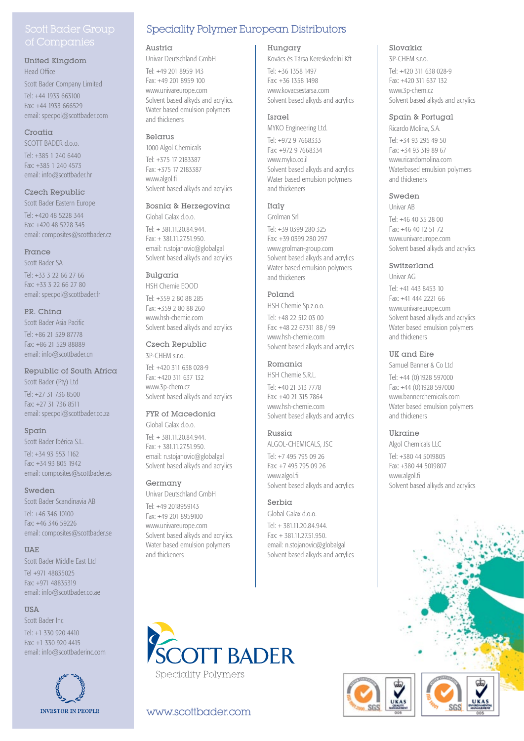## Scott Bader Group of Companies

### United Kingdom
Head Office

Scott Bader Company Limited
Tel: +44 1933 663100
Fax: +44 1933 666529
email: specpol@scottbader.com

### Croatia
SCOTT BADER d.o.o.
Tel: +385 1 240 6440
Fax: +385 1 240 4573
email: info@scottbader.hr

### Czech Republic
Scott Bader Eastern Europe
Tel: +420 48 5228 344
Fax: +420 48 5228 345
email: composites@scottbader.cz

### France
Scott Bader SA
Tel: +33 3 22 66 27 66
Fax: +33 3 22 66 27 80
email: specpol@scottbader.fr

### P.R. China
Scott Bader Asia Pacific
Tel: +86 21 529 87778
Fax: +86 21 529 88889
email: info@scottbader.cn

### Republic of South Africa
Scott Bader (Pty) Ltd
Tel: +27 31 736 8500
Fax: +27 31 736 8511
email: specpol@scottbader.co.za

### Spain
Scott Bader Ibérica S.L.
Tel: +34 93 553 1162
Fax: +34 93 805 1942
email: composites@scottbader.es

### Sweden
Scott Bader Scandinavia AB
Tel: +46 346 10100
Fax: +46 346 59226
email: composites@scottbader.se

### UAE
Scott Bader Middle East Ltd
Tel +971 48835025
Fax: +971 48835319
email: info@scottbader.co.ae

### USA
Scott Bader Inc
Tel: +1 330 920 4410
Fax: +1 330 920 4415
email: info@scottbaderinc.com

INVESTOR IN PEOPLE

## Speciality Polymer European Distributors

### Austria
Univar Deutschland GmbH
Tel: +49 201 8959 143
Fax: +49 201 8959 100
www.univareurope.com
Solvent based alkyds and acrylics.
Water based emulsion polymers and thickeners

### Belarus
1000 Algol Chemicals
Tel: +375 17 2183387
Fax: +375 17 2183387
www.algol.fi
Solvent based alkyds and acrylics

### Bosnia & Herzegovina
Global Galax d.o.o.
Tel: + 381.11.20.84.944.
Fax: + 381.11.27.51.950.
email: n.stojanovic@globalgal
Solvent based alkyds and acrylics

### Bulgaria
HSH Chemie EOOD
Tel: +359 2 80 88 285
Fax: +359 2 80 88 260
www.hsh-chemie.com
Solvent based alkyds and acrylics

### Czech Republic
3P-CHEM s.r.o.
Tel: +420 311 638 028-9
Fax: +420 311 637 132
www.3p-chem.cz
Solvent based alkyds and acrylics

### FYR of Macedonia
Global Galax d.o.o.
Tel: + 381.11.20.84.944.
Fax: + 381.11.27.51.950.
email: n.stojanovic@globalgal
Solvent based alkyds and acrylics

### Germany
Univar Deutschland GmbH
Tel: +49 2018959143
Fax: +49 201 8959100
www.univareurope.com
Solvent based alkyds and acrylics.
Water based emulsion polymers and thickeners

### Hungary
Kovács és Társa Kereskedelni Kft
Tel: +36 1358 1497
Fax: +36 1358 1498
www.kovacsestarsa.com
Solvent based alkyds and acrylics

### Israel
MYKO Engineering Ltd.
Tel: +972 9 7668333
Fax: +972 9 7668334
www.myko.co.il
Solvent based alkyds and acrylics
Water based emulsion polymers and thickeners

### Italy
Grolman Srl
Tel: +39 0399 280 325
Fax: +39 0399 280 297
www.grolman-group.com
Solvent based alkyds and acrylics
Water based emulsion polymers and thickeners

### Poland
HSH Chemie Sp.z.o.o.
Tel: +48 22 512 03 00
Fax: +48 22 67311 88 / 99
www.hsh-chemie.com
Solvent based alkyds and acrylics

### Romania
HSH Chemie S.R.L.
Tel: +40 21 313 7778
Fax: +40 21 315 7864
www.hsh-chemie.com
Solvent based alkyds and acrylics

### Russia
ALGOL-CHEMICALS, JSC
Tel: +7 495 795 09 26
Fax: +7 495 795 09 26
www.algol.fi
Solvent based alkyds and acrylics

### Serbia
Global Galax d.o.o.
Tel: + 381.11.20.84.944.
Fax: + 381.11.27.51.950.
email: n.stojanovic@globalgal
Solvent based alkyds and acrylics

### Slovakia
3P-CHEM s.r.o.
Tel: +420 311 638 028-9
Fax: +420 311 637 132
www.3p-chem.cz
Solvent based alkyds and acrylics

### Spain & Portugal
Ricardo Molina, S.A.
Tel: +34 93 295 49 50
Fax: +34 93 319 89 67
www.ricardomolina.com
Waterbased emulsion polymers and thickeners

### Sweden
Univar AB
Tel: +46 40 35 28 00
Fax: +46 40 12 51 72
www.univareurope.com
Solvent based alkyds and acrylics

### Switzerland
Univar AG
Tel: +41 443 8453 10
Fax: +41 444 2221 66
www.univareurope.com
Solvent based alkyds and acrylics
Water based emulsion polymers and thickeners

### UK and Eire
Samuel Banner & Co Ltd
Tel: +44 (0)1928 597000
Fax: +44 (0)1928 597000
www.bannerchemicals.com
Water based emulsion polymers and thickeners

### Ukraine
Algol Chemicals LLC
Tel: +380 44 5019805
Fax: +380 44 5019807
www.algol.fi
Solvent based alkyds and acrylics

SCOTT BADER
Speciality Polymers

www.scottbader.com